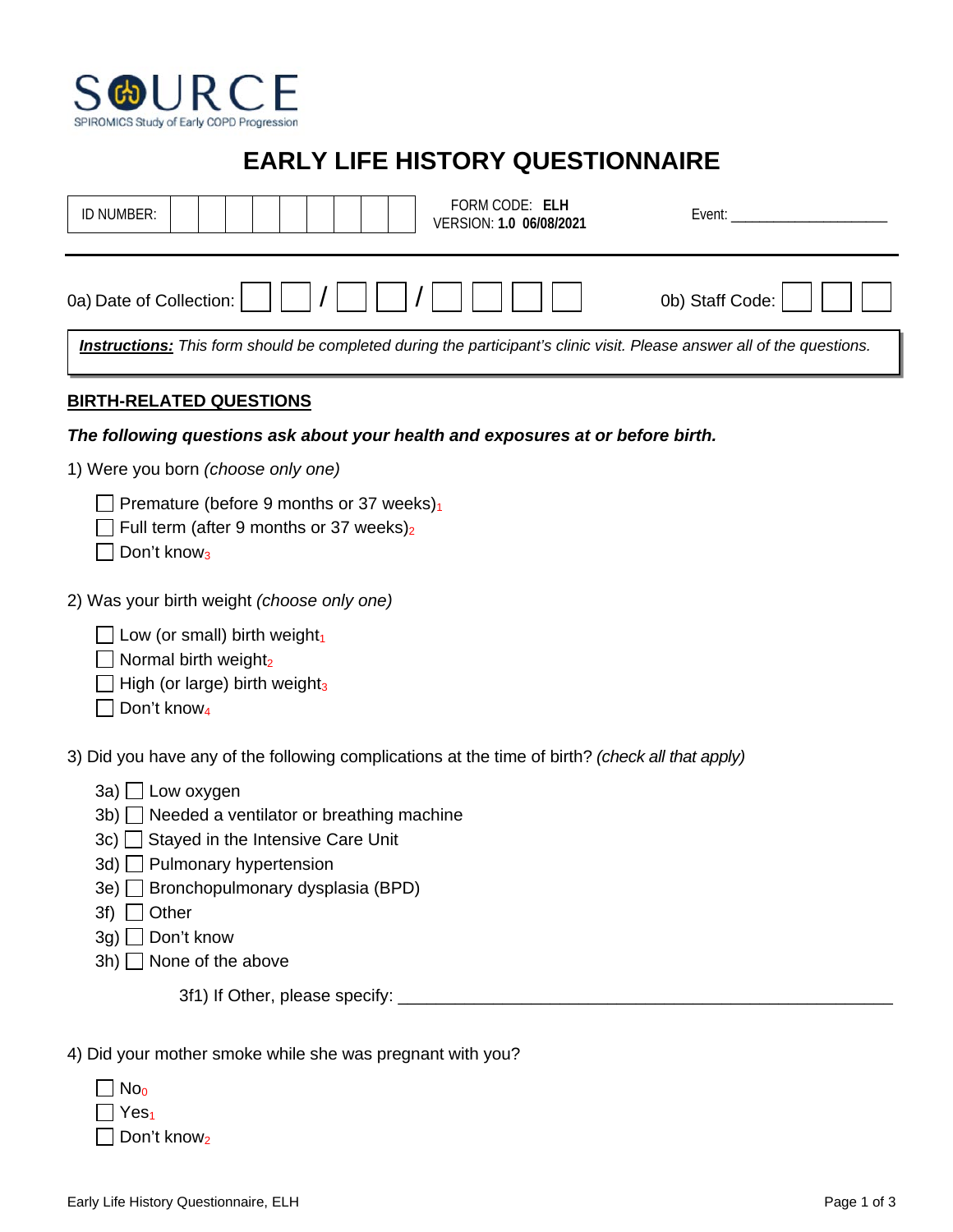SOURCE
SPIROMICS Study of Early COPD Progression

# EARLY LIFE HISTORY QUESTIONNAIRE

| ID NUMBER: | FORM CODE: **ELH** VERSION: **1.0 06/08/2021** | Event: ______________________ |
|---|---|---|

0a) Date of Collection: ☐☐ / ☐☐ / ☐☐☐☐  0b) Staff Code: ☐☐☐

***Instructions:*** *This form should be completed during the participant's clinic visit. Please answer all of the questions.*

## BIRTH-RELATED QUESTIONS

***The following questions ask about your health and exposures at or before birth.***

1) Were you born *(choose only one)*

- ☐ Premature (before 9 months or 37 weeks)1
- ☐ Full term (after 9 months or 37 weeks)2
- ☐ Don't know3

2) Was your birth weight *(choose only one)*

- ☐ Low (or small) birth weight1
- ☐ Normal birth weight2
- ☐ High (or large) birth weight3
- ☐ Don't know4

3) Did you have any of the following complications at the time of birth? *(check all that apply)*

- 3a) ☐ Low oxygen
- 3b) ☐ Needed a ventilator or breathing machine
- 3c) ☐ Stayed in the Intensive Care Unit
- 3d) ☐ Pulmonary hypertension
- 3e) ☐ Bronchopulmonary dysplasia (BPD)
- 3f) ☐ Other
- 3g) ☐ Don't know
- 3h) ☐ None of the above

3f1) If Other, please specify: ________________________________________________

4) Did your mother smoke while she was pregnant with you?

- ☐ No0
- ☐ Yes1
- ☐ Don't know2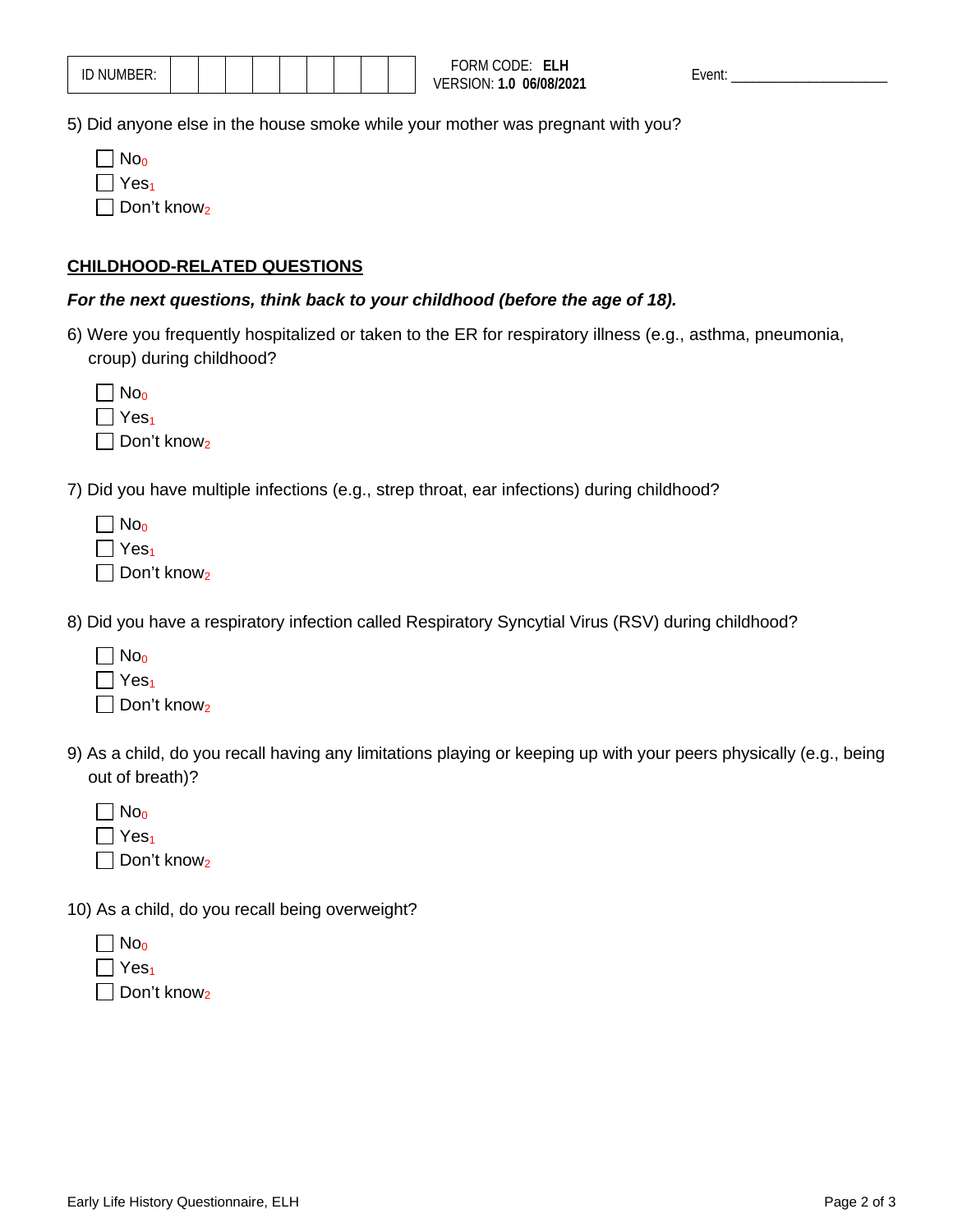| ID NUMBER: | | | | | | | | | |
|---|---|---|---|---|---|---|---|---|---|

FORM CODE: **ELH**
VERSION: **1.0 06/08/2021**

Event: _____________________

5) Did anyone else in the house smoke while your mother was pregnant with you?

- ☐ No$_0$
- ☐ Yes$_1$
- ☐ Don't know$_2$

## CHILDHOOD-RELATED QUESTIONS

***For the next questions, think back to your childhood (before the age of 18).***

6) Were you frequently hospitalized or taken to the ER for respiratory illness (e.g., asthma, pneumonia, croup) during childhood?

- ☐ No$_0$
- ☐ Yes$_1$
- ☐ Don't know$_2$

7) Did you have multiple infections (e.g., strep throat, ear infections) during childhood?

- ☐ No$_0$
- ☐ Yes$_1$
- ☐ Don't know$_2$

8) Did you have a respiratory infection called Respiratory Syncytial Virus (RSV) during childhood?

- ☐ No$_0$
- ☐ Yes$_1$
- ☐ Don't know$_2$

9) As a child, do you recall having any limitations playing or keeping up with your peers physically (e.g., being out of breath)?

- ☐ No$_0$
- ☐ Yes$_1$
- ☐ Don't know$_2$

10) As a child, do you recall being overweight?

- ☐ No$_0$
- ☐ Yes$_1$
- ☐ Don't know$_2$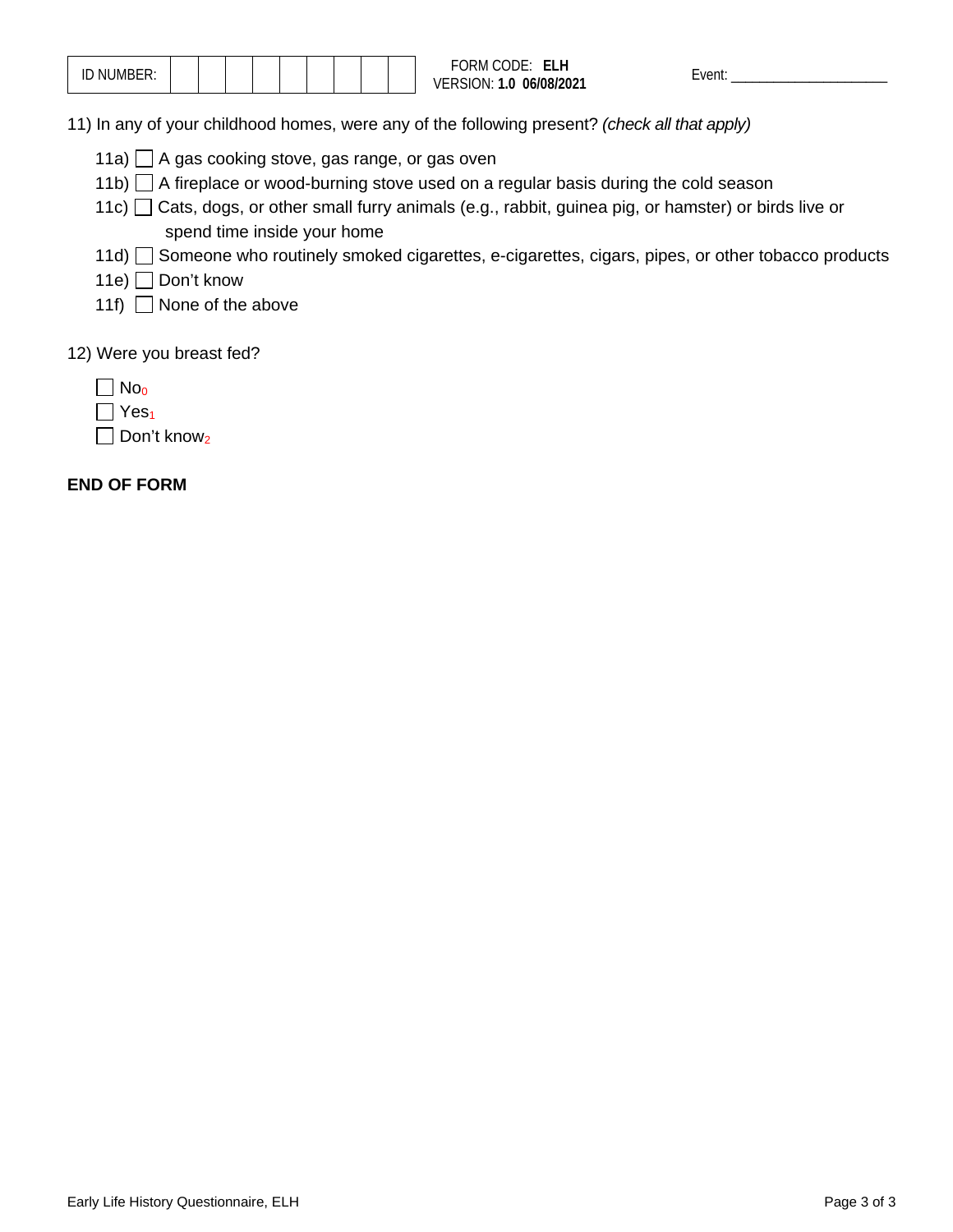| ID NUMBER: | | | | | | | | | |
|---|---|---|---|---|---|---|---|---|---|

FORM CODE: **ELH**
VERSION: **1.0 06/08/2021**

Event: ____________________

11) In any of your childhood homes, were any of the following present? *(check all that apply)*

- 11a) ☐ A gas cooking stove, gas range, or gas oven
- 11b) ☐ A fireplace or wood-burning stove used on a regular basis during the cold season
- 11c) ☐ Cats, dogs, or other small furry animals (e.g., rabbit, guinea pig, or hamster) or birds live or spend time inside your home
- 11d) ☐ Someone who routinely smoked cigarettes, e-cigarettes, cigars, pipes, or other tobacco products
- 11e) ☐ Don't know
- 11f) ☐ None of the above

12) Were you breast fed?

- ☐ No$_0$
- ☐ Yes$_1$
- ☐ Don't know$_2$

**END OF FORM**